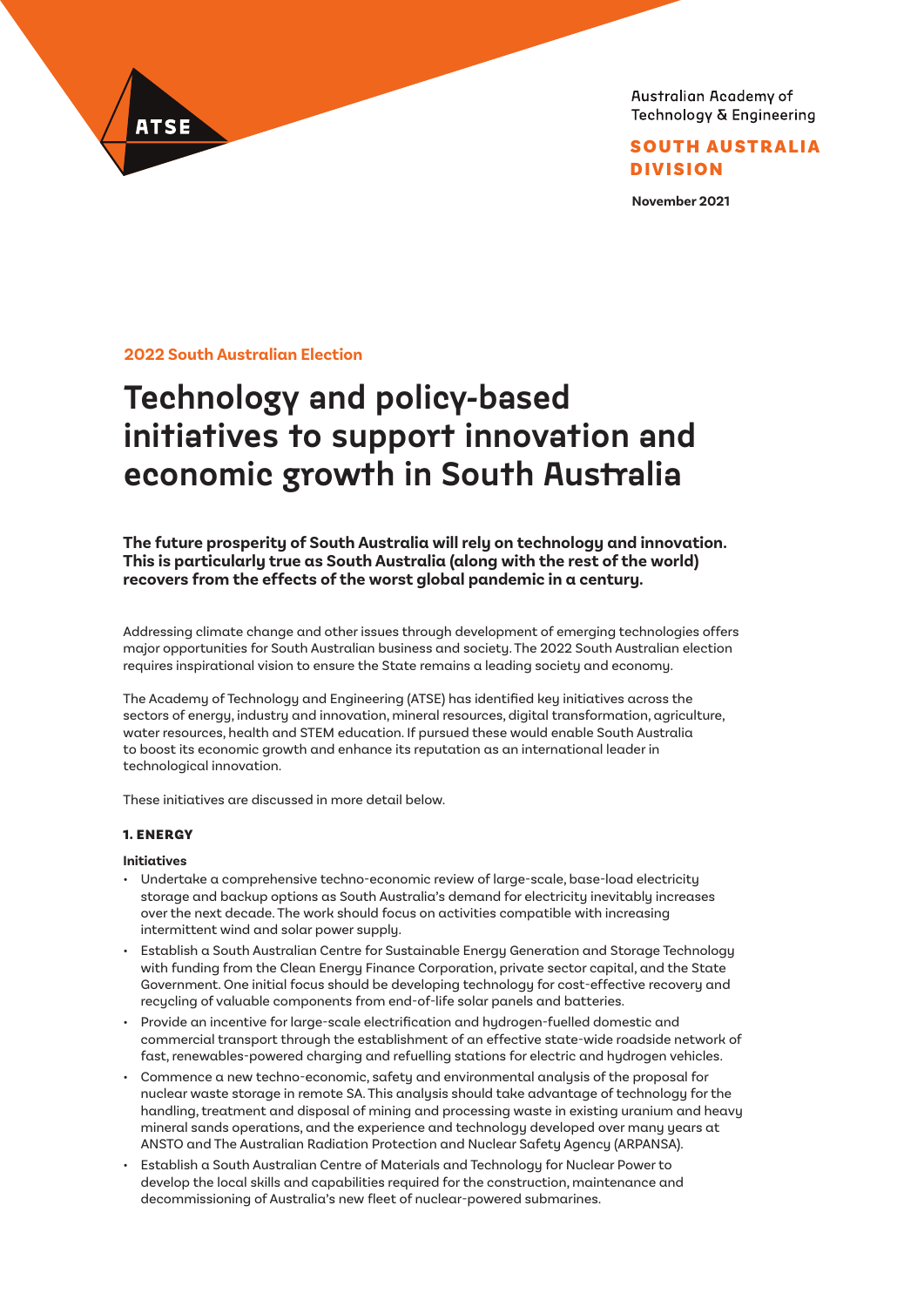ATSE

Australian Academy of Technology & Engineering

**SOUTH AUSTRALIA DIVISION**

**November 2021**

**2022 South Australian Election**

# Technology and policy-based initiatives to support innovation and economic growth in South Australia

**The future prosperity of South Australia will rely on technology and innovation. This is particularly true as South Australia (along with the rest of the world) recovers from the effects of the worst global pandemic in a century.**

Addressing climate change and other issues through development of emerging technologies offers major opportunities for South Australian business and society. The 2022 South Australian election requires inspirational vision to ensure the State remains a leading society and economy.

The Academy of Technology and Engineering (ATSE) has identified key initiatives across the sectors of energy, industry and innovation, mineral resources, digital transformation, agriculture, water resources, health and STEM education. If pursued these would enable South Australia to boost its economic growth and enhance its reputation as an international leader in technological innovation.

These initiatives are discussed in more detail below.

## 1. ENERGY

**Initiatives**

- Undertake a comprehensive techno-economic review of large-scale, base-load electricity storage and backup options as South Australia's demand for electricity inevitably increases over the next decade. The work should focus on activities compatible with increasing intermittent wind and solar power supply.
- Establish a South Australian Centre for Sustainable Energy Generation and Storage Technology with funding from the Clean Energy Finance Corporation, private sector capital, and the State Government. One initial focus should be developing technology for cost-effective recovery and recycling of valuable components from end-of-life solar panels and batteries.
- Provide an incentive for large-scale electrification and hydrogen-fuelled domestic and commercial transport through the establishment of an effective state-wide roadside network of fast, renewables-powered charging and refuelling stations for electric and hydrogen vehicles.
- Commence a new techno-economic, safety and environmental analysis of the proposal for nuclear waste storage in remote SA. This analysis should take advantage of technology for the handling, treatment and disposal of mining and processing waste in existing uranium and heavy mineral sands operations, and the experience and technology developed over many years at ANSTO and The Australian Radiation Protection and Nuclear Safety Agency (ARPANSA).
- Establish a South Australian Centre of Materials and Technology for Nuclear Power to develop the local skills and capabilities required for the construction, maintenance and decommissioning of Australia's new fleet of nuclear-powered submarines.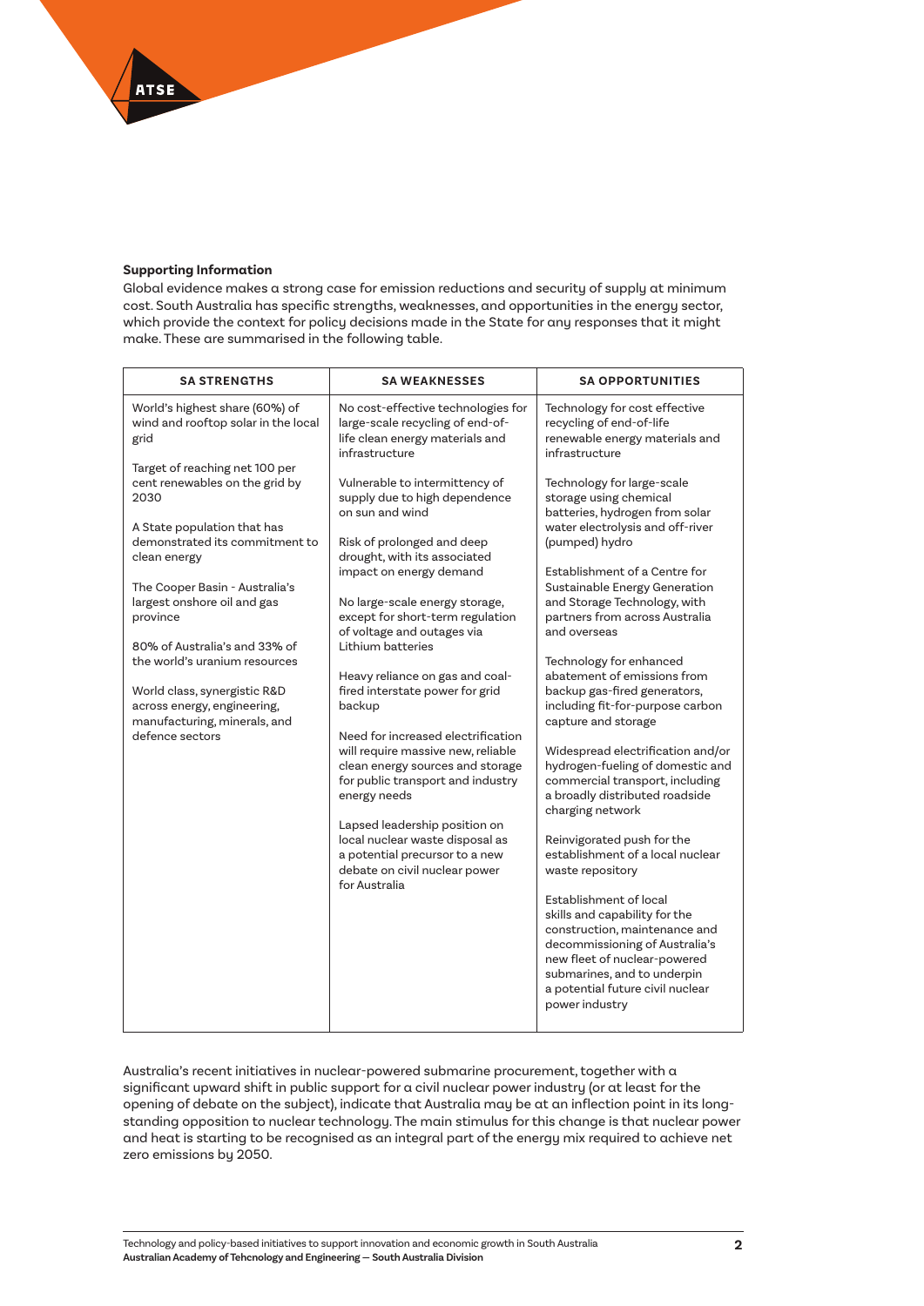**Supporting Information**

Global evidence makes a strong case for emission reductions and security of supply at minimum cost. South Australia has specific strengths, weaknesses, and opportunities in the energy sector, which provide the context for policy decisions made in the State for any responses that it might make. These are summarised in the following table.

| SA STRENGTHS | SA WEAKNESSES | SA OPPORTUNITIES |
|---|---|---|
| World's highest share (60%) of wind and rooftop solar in the local grid | No cost-effective technologies for large-scale recycling of end-of-life clean energy materials and infrastructure | Technology for cost effective recycling of end-of-life renewable energy materials and infrastructure |
| Target of reaching net 100 per cent renewables on the grid by 2030 | Vulnerable to intermittency of supply due to high dependence on sun and wind | Technology for large-scale storage using chemical batteries, hydrogen from solar water electrolysis and off-river (pumped) hydro |
| A State population that has demonstrated its commitment to clean energy | Risk of prolonged and deep drought, with its associated impact on energy demand | Establishment of a Centre for Sustainable Energy Generation and Storage Technology, with partners from across Australia and overseas |
| The Cooper Basin - Australia's largest onshore oil and gas province | No large-scale energy storage, except for short-term regulation of voltage and outages via Lithium batteries | Technology for enhanced abatement of emissions from backup gas-fired generators, including fit-for-purpose carbon capture and storage |
| 80% of Australia's and 33% of the world's uranium resources | Heavy reliance on gas and coal-fired interstate power for grid backup | Widespread electrification and/or hydrogen-fueling of domestic and commercial transport, including a broadly distributed roadside charging network |
| World class, synergistic R&D across energy, engineering, manufacturing, minerals, and defence sectors | Need for increased electrification will require massive new, reliable clean energy sources and storage for public transport and industry energy needs | Reinvigorated push for the establishment of a local nuclear waste repository |
| | Lapsed leadership position on local nuclear waste disposal as a potential precursor to a new debate on civil nuclear power for Australia | Establishment of local skills and capability for the construction, maintenance and decommissioning of Australia's new fleet of nuclear-powered submarines, and to underpin a potential future civil nuclear power industry |

Australia's recent initiatives in nuclear-powered submarine procurement, together with a significant upward shift in public support for a civil nuclear power industry (or at least for the opening of debate on the subject), indicate that Australia may be at an inflection point in its long-standing opposition to nuclear technology. The main stimulus for this change is that nuclear power and heat is starting to be recognised as an integral part of the energy mix required to achieve net zero emissions by 2050.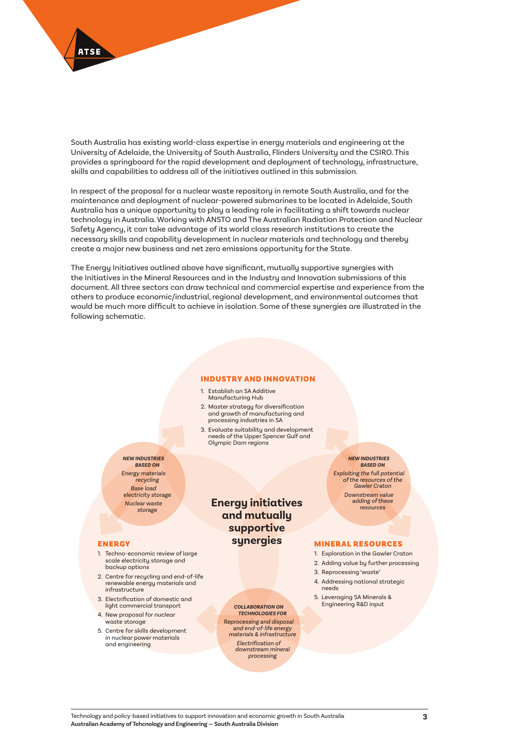South Australia has existing world-class expertise in energy materials and engineering at the University of Adelaide, the University of South Australia, Flinders University and the CSIRO. This provides a springboard for the rapid development and deployment of technology, infrastructure, skills and capabilities to address all of the initiatives outlined in this submission.

In respect of the proposal for a nuclear waste repository in remote South Australia, and for the maintenance and deployment of nuclear-powered submarines to be located in Adelaide, South Australia has a unique opportunity to play a leading role in facilitating a shift towards nuclear technology in Australia. Working with ANSTO and The Australian Radiation Protection and Nuclear Safety Agency, it can take advantage of its world class research institutions to create the necessary skills and capability development in nuclear materials and technology and thereby create a major new business and net zero emissions opportunity for the State.

The Energy Initiatives outlined above have significant, mutually supportive synergies with the Initiatives in the Mineral Resources and in the Industry and Innovation submissions of this document. All three sectors can draw technical and commercial expertise and experience from the others to produce economic/industrial, regional development, and environmental outcomes that would be much more difficult to achieve in isolation. Some of these synergies are illustrated in the following schematic.

## Energy initiatives and mutually supportive synergies

### INDUSTRY AND INNOVATION

1. Establish an SA Additive Manufacturing Hub
2. Master strategy for diversification and growth of manufacturing and processing industries in SA
3. Evaluate suitability and development needs of the Upper Spencer Gulf and Olympic Dam regions

***NEW INDUSTRIES BASED ON***

*Energy materials recycling*

*Base load electricity storage*

*Nuclear waste storage*

***NEW INDUSTRIES BASED ON***

*Exploiting the full potential of the resources of the Gawler Craton*

*Downstream value adding of these resources*

### ENERGY

1. Techno-economic review of large scale electricity storage and backup options
2. Centre for recycling and end-of-life renewable energy materials and infrastructure
3. Electrification of domestic and light commercial transport
4. New proposal for nuclear waste storage
5. Centre for skills development in nuclear power materials and engineering

### MINERAL RESOURCES

1. Exploration in the Gawler Craton
2. Adding value by further processing
3. Reprocessing 'waste'
4. Addressing national strategic needs
5. Leveraging SA Minerals & Engineering R&D input

***COLLABORATION ON TECHNOLOGIES FOR***

*Reprocessing and disposal and end-of-life energy materials & infrastructure*

*Electrification of downstream mineral processing*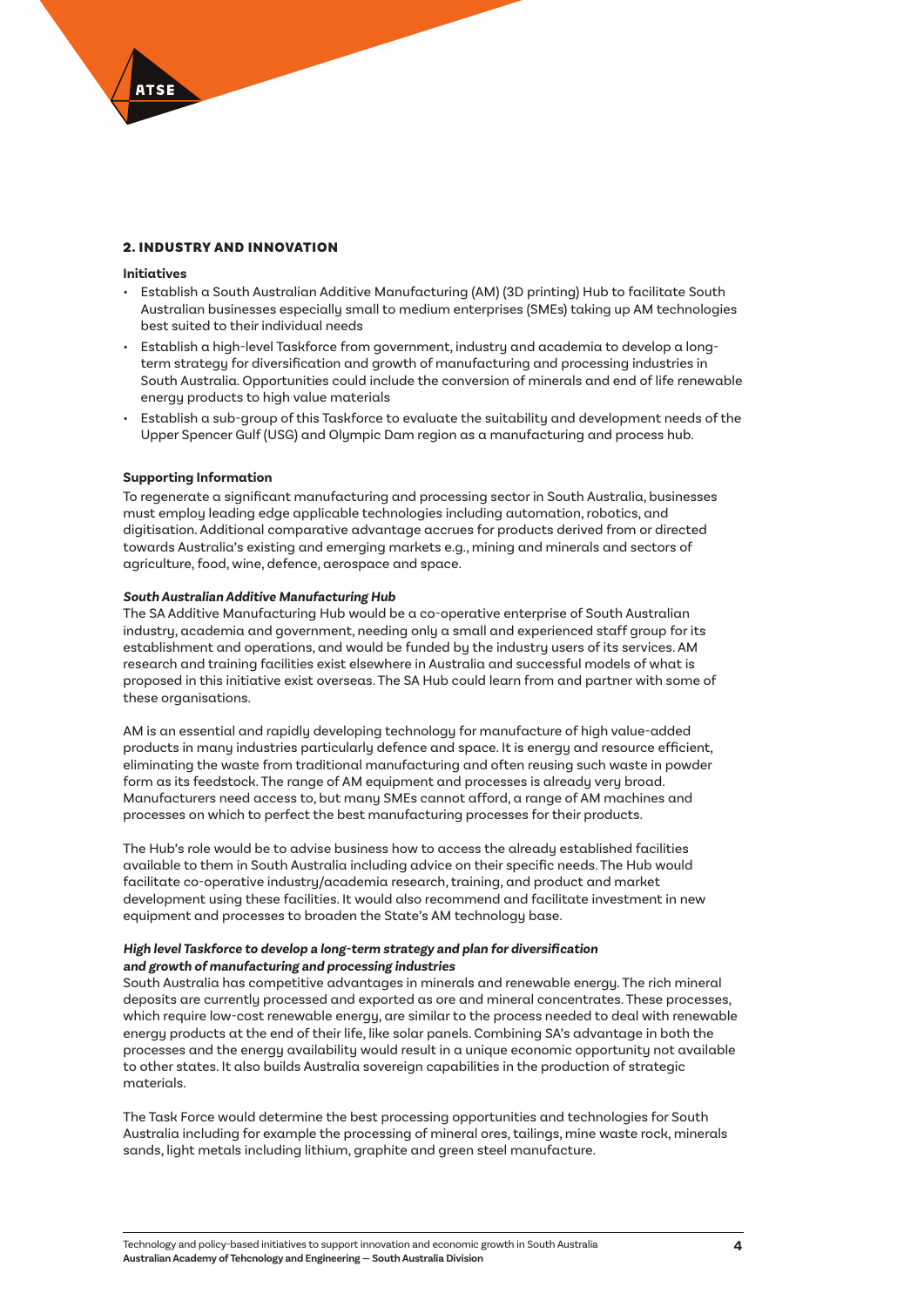## 2. INDUSTRY AND INNOVATION

**Initiatives**

- Establish a South Australian Additive Manufacturing (AM) (3D printing) Hub to facilitate South Australian businesses especially small to medium enterprises (SMEs) taking up AM technologies best suited to their individual needs
- Establish a high-level Taskforce from government, industry and academia to develop a long-term strategy for diversification and growth of manufacturing and processing industries in South Australia. Opportunities could include the conversion of minerals and end of life renewable energy products to high value materials
- Establish a sub-group of this Taskforce to evaluate the suitability and development needs of the Upper Spencer Gulf (USG) and Olympic Dam region as a manufacturing and process hub.

**Supporting Information**

To regenerate a significant manufacturing and processing sector in South Australia, businesses must employ leading edge applicable technologies including automation, robotics, and digitisation. Additional comparative advantage accrues for products derived from or directed towards Australia's existing and emerging markets e.g., mining and minerals and sectors of agriculture, food, wine, defence, aerospace and space.

***South Australian Additive Manufacturing Hub***

The SA Additive Manufacturing Hub would be a co-operative enterprise of South Australian industry, academia and government, needing only a small and experienced staff group for its establishment and operations, and would be funded by the industry users of its services. AM research and training facilities exist elsewhere in Australia and successful models of what is proposed in this initiative exist overseas. The SA Hub could learn from and partner with some of these organisations.

AM is an essential and rapidly developing technology for manufacture of high value-added products in many industries particularly defence and space. It is energy and resource efficient, eliminating the waste from traditional manufacturing and often reusing such waste in powder form as its feedstock. The range of AM equipment and processes is already very broad. Manufacturers need access to, but many SMEs cannot afford, a range of AM machines and processes on which to perfect the best manufacturing processes for their products.

The Hub's role would be to advise business how to access the already established facilities available to them in South Australia including advice on their specific needs. The Hub would facilitate co-operative industry/academia research, training, and product and market development using these facilities. It would also recommend and facilitate investment in new equipment and processes to broaden the State's AM technology base.

***High level Taskforce to develop a long-term strategy and plan for diversification and growth of manufacturing and processing industries***

South Australia has competitive advantages in minerals and renewable energy. The rich mineral deposits are currently processed and exported as ore and mineral concentrates. These processes, which require low-cost renewable energy, are similar to the process needed to deal with renewable energy products at the end of their life, like solar panels. Combining SA's advantage in both the processes and the energy availability would result in a unique economic opportunity not available to other states. It also builds Australia sovereign capabilities in the production of strategic materials.

The Task Force would determine the best processing opportunities and technologies for South Australia including for example the processing of mineral ores, tailings, mine waste rock, minerals sands, light metals including lithium, graphite and green steel manufacture.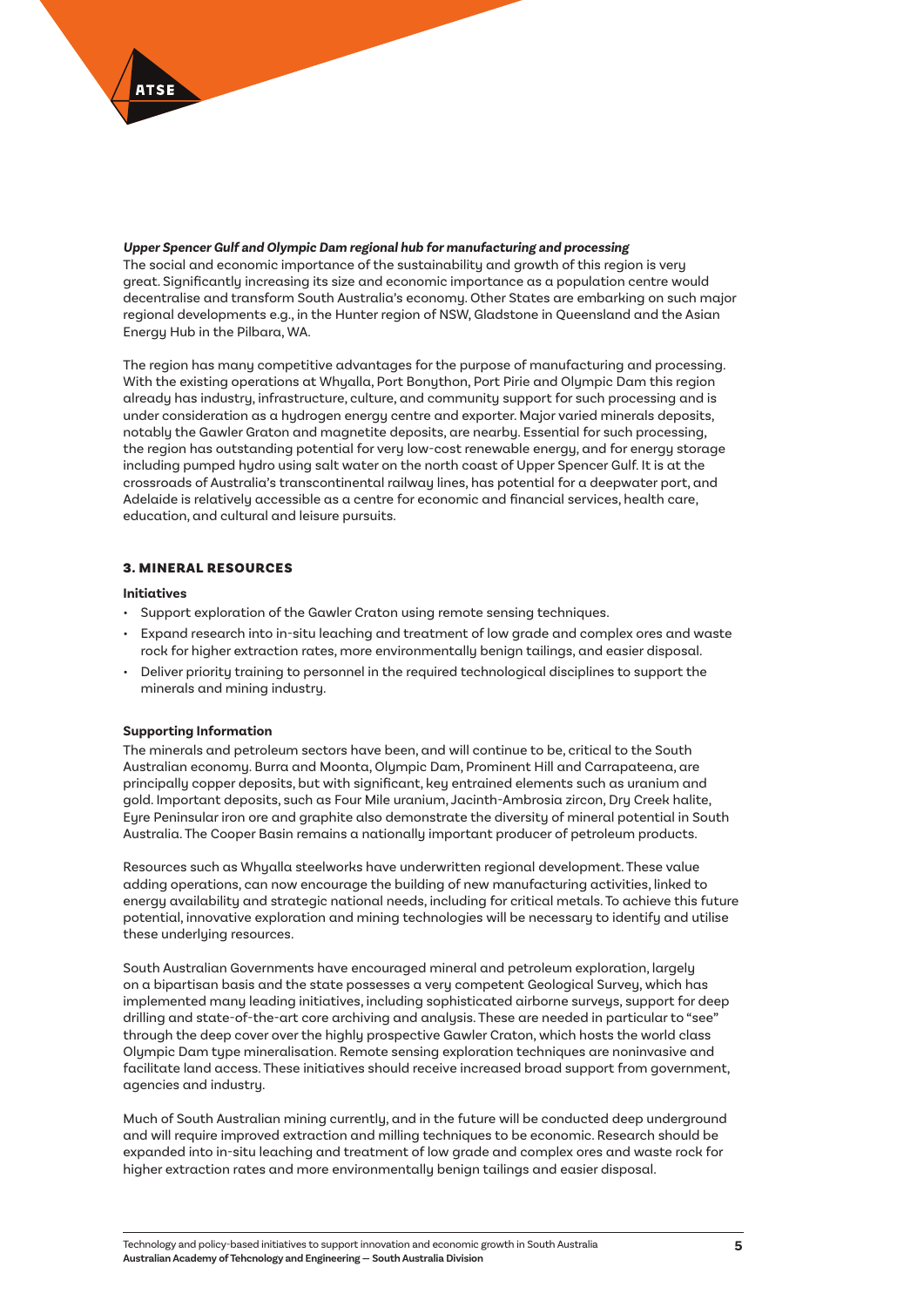***Upper Spencer Gulf and Olympic Dam regional hub for manufacturing and processing***

The social and economic importance of the sustainability and growth of this region is very great. Significantly increasing its size and economic importance as a population centre would decentralise and transform South Australia's economy. Other States are embarking on such major regional developments e.g., in the Hunter region of NSW, Gladstone in Queensland and the Asian Energy Hub in the Pilbara, WA.

The region has many competitive advantages for the purpose of manufacturing and processing. With the existing operations at Whyalla, Port Bonython, Port Pirie and Olympic Dam this region already has industry, infrastructure, culture, and community support for such processing and is under consideration as a hydrogen energy centre and exporter. Major varied minerals deposits, notably the Gawler Graton and magnetite deposits, are nearby. Essential for such processing, the region has outstanding potential for very low-cost renewable energy, and for energy storage including pumped hydro using salt water on the north coast of Upper Spencer Gulf. It is at the crossroads of Australia's transcontinental railway lines, has potential for a deepwater port, and Adelaide is relatively accessible as a centre for economic and financial services, health care, education, and cultural and leisure pursuits.

## 3. MINERAL RESOURCES

### Initiatives

- Support exploration of the Gawler Craton using remote sensing techniques.
- Expand research into in-situ leaching and treatment of low grade and complex ores and waste rock for higher extraction rates, more environmentally benign tailings, and easier disposal.
- Deliver priority training to personnel in the required technological disciplines to support the minerals and mining industry.

### Supporting Information

The minerals and petroleum sectors have been, and will continue to be, critical to the South Australian economy. Burra and Moonta, Olympic Dam, Prominent Hill and Carrapateena, are principally copper deposits, but with significant, key entrained elements such as uranium and gold. Important deposits, such as Four Mile uranium, Jacinth-Ambrosia zircon, Dry Creek halite, Eyre Peninsular iron ore and graphite also demonstrate the diversity of mineral potential in South Australia. The Cooper Basin remains a nationally important producer of petroleum products.

Resources such as Whyalla steelworks have underwritten regional development. These value adding operations, can now encourage the building of new manufacturing activities, linked to energy availability and strategic national needs, including for critical metals. To achieve this future potential, innovative exploration and mining technologies will be necessary to identify and utilise these underlying resources.

South Australian Governments have encouraged mineral and petroleum exploration, largely on a bipartisan basis and the state possesses a very competent Geological Survey, which has implemented many leading initiatives, including sophisticated airborne surveys, support for deep drilling and state-of-the-art core archiving and analysis. These are needed in particular to "see" through the deep cover over the highly prospective Gawler Craton, which hosts the world class Olympic Dam type mineralisation. Remote sensing exploration techniques are noninvasive and facilitate land access. These initiatives should receive increased broad support from government, agencies and industry.

Much of South Australian mining currently, and in the future will be conducted deep underground and will require improved extraction and milling techniques to be economic. Research should be expanded into in-situ leaching and treatment of low grade and complex ores and waste rock for higher extraction rates and more environmentally benign tailings and easier disposal.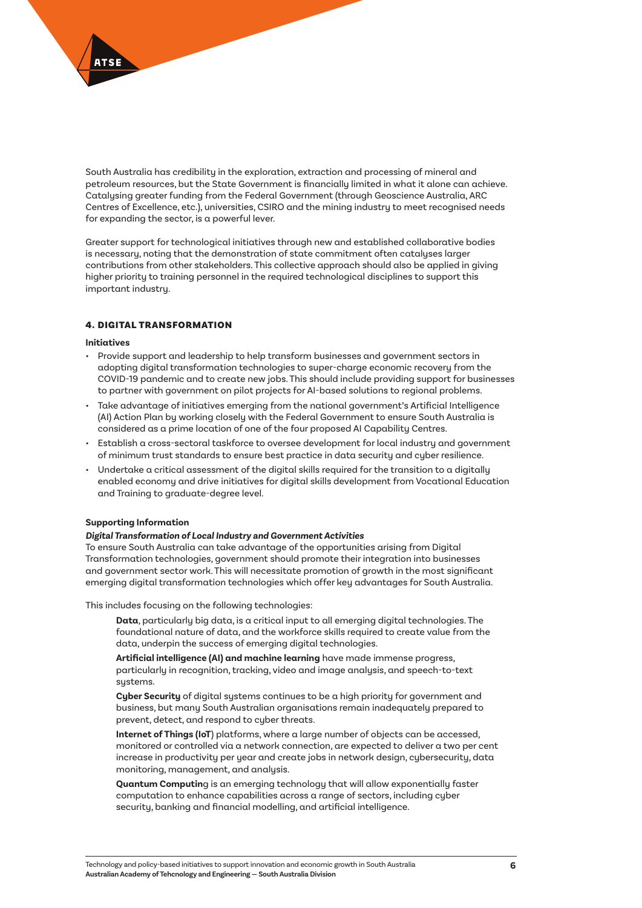South Australia has credibility in the exploration, extraction and processing of mineral and petroleum resources, but the State Government is financially limited in what it alone can achieve. Catalysing greater funding from the Federal Government (through Geoscience Australia, ARC Centres of Excellence, etc.), universities, CSIRO and the mining industry to meet recognised needs for expanding the sector, is a powerful lever.

Greater support for technological initiatives through new and established collaborative bodies is necessary, noting that the demonstration of state commitment often catalyses larger contributions from other stakeholders. This collective approach should also be applied in giving higher priority to training personnel in the required technological disciplines to support this important industry.

## 4. DIGITAL TRANSFORMATION

### Initiatives

- Provide support and leadership to help transform businesses and government sectors in adopting digital transformation technologies to super-charge economic recovery from the COVID-19 pandemic and to create new jobs. This should include providing support for businesses to partner with government on pilot projects for AI-based solutions to regional problems.
- Take advantage of initiatives emerging from the national government's Artificial Intelligence (AI) Action Plan by working closely with the Federal Government to ensure South Australia is considered as a prime location of one of the four proposed AI Capability Centres.
- Establish a cross-sectoral taskforce to oversee development for local industry and government of minimum trust standards to ensure best practice in data security and cyber resilience.
- Undertake a critical assessment of the digital skills required for the transition to a digitally enabled economy and drive initiatives for digital skills development from Vocational Education and Training to graduate-degree level.

### Supporting Information

***Digital Transformation of Local Industry and Government Activities***

To ensure South Australia can take advantage of the opportunities arising from Digital Transformation technologies, government should promote their integration into businesses and government sector work. This will necessitate promotion of growth in the most significant emerging digital transformation technologies which offer key advantages for South Australia.

This includes focusing on the following technologies:

**Data**, particularly big data, is a critical input to all emerging digital technologies. The foundational nature of data, and the workforce skills required to create value from the data, underpin the success of emerging digital technologies.

**Artificial intelligence (AI) and machine learning** have made immense progress, particularly in recognition, tracking, video and image analysis, and speech-to-text systems.

**Cyber Security** of digital systems continues to be a high priority for government and business, but many South Australian organisations remain inadequately prepared to prevent, detect, and respond to cyber threats.

**Internet of Things (IoT**) platforms, where a large number of objects can be accessed, monitored or controlled via a network connection, are expected to deliver a two per cent increase in productivity per year and create jobs in network design, cybersecurity, data monitoring, management, and analysis.

**Quantum Computin**g is an emerging technology that will allow exponentially faster computation to enhance capabilities across a range of sectors, including cyber security, banking and financial modelling, and artificial intelligence.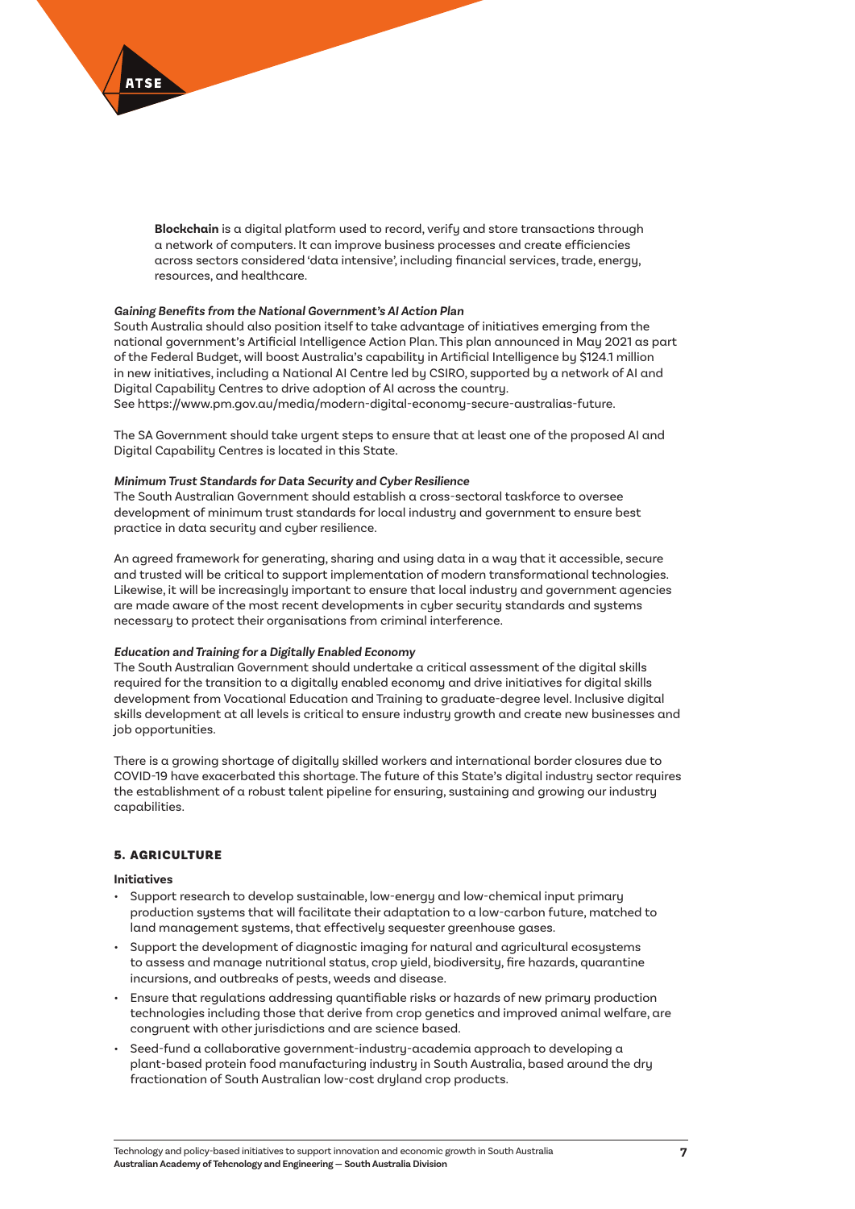**Blockchain** is a digital platform used to record, verify and store transactions through a network of computers. It can improve business processes and create efficiencies across sectors considered 'data intensive', including financial services, trade, energy, resources, and healthcare.

***Gaining Benefits from the National Government's AI Action Plan***

South Australia should also position itself to take advantage of initiatives emerging from the national government's Artificial Intelligence Action Plan. This plan announced in May 2021 as part of the Federal Budget, will boost Australia's capability in Artificial Intelligence by $124.1 million in new initiatives, including a National AI Centre led by CSIRO, supported by a network of AI and Digital Capability Centres to drive adoption of AI across the country.
See https://www.pm.gov.au/media/modern-digital-economy-secure-australias-future.

The SA Government should take urgent steps to ensure that at least one of the proposed AI and Digital Capability Centres is located in this State.

***Minimum Trust Standards for Data Security and Cyber Resilience***

The South Australian Government should establish a cross-sectoral taskforce to oversee development of minimum trust standards for local industry and government to ensure best practice in data security and cyber resilience.

An agreed framework for generating, sharing and using data in a way that it accessible, secure and trusted will be critical to support implementation of modern transformational technologies. Likewise, it will be increasingly important to ensure that local industry and government agencies are made aware of the most recent developments in cyber security standards and systems necessary to protect their organisations from criminal interference.

***Education and Training for a Digitally Enabled Economy***

The South Australian Government should undertake a critical assessment of the digital skills required for the transition to a digitally enabled economy and drive initiatives for digital skills development from Vocational Education and Training to graduate-degree level. Inclusive digital skills development at all levels is critical to ensure industry growth and create new businesses and job opportunities.

There is a growing shortage of digitally skilled workers and international border closures due to COVID-19 have exacerbated this shortage. The future of this State's digital industry sector requires the establishment of a robust talent pipeline for ensuring, sustaining and growing our industry capabilities.

## 5. AGRICULTURE

**Initiatives**

- Support research to develop sustainable, low-energy and low-chemical input primary production systems that will facilitate their adaptation to a low-carbon future, matched to land management systems, that effectively sequester greenhouse gases.
- Support the development of diagnostic imaging for natural and agricultural ecosystems to assess and manage nutritional status, crop yield, biodiversity, fire hazards, quarantine incursions, and outbreaks of pests, weeds and disease.
- Ensure that regulations addressing quantifiable risks or hazards of new primary production technologies including those that derive from crop genetics and improved animal welfare, are congruent with other jurisdictions and are science based.
- Seed-fund a collaborative government-industry-academia approach to developing a plant-based protein food manufacturing industry in South Australia, based around the dry fractionation of South Australian low-cost dryland crop products.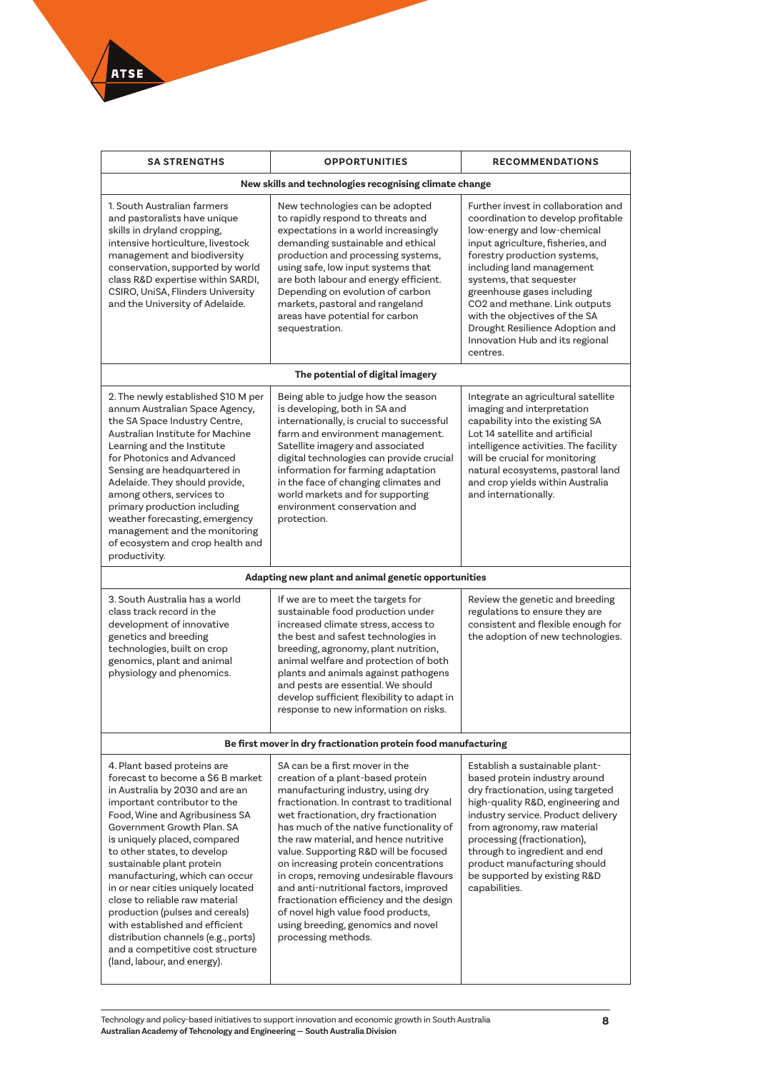| SA STRENGTHS | OPPORTUNITIES | RECOMMENDATIONS |
|---|---|---|
| **New skills and technologies recognising climate change** | | |
| 1. South Australian farmers and pastoralists have unique skills in dryland cropping, intensive horticulture, livestock management and biodiversity conservation, supported by world class R&D expertise within SARDI, CSIRO, UniSA, Flinders University and the University of Adelaide. | New technologies can be adopted to rapidly respond to threats and expectations in a world increasingly demanding sustainable and ethical production and processing systems, using safe, low input systems that are both labour and energy efficient. Depending on evolution of carbon markets, pastoral and rangeland areas have potential for carbon sequestration. | Further invest in collaboration and coordination to develop profitable low-energy and low-chemical input agriculture, fisheries, and forestry production systems, including land management systems, that sequester greenhouse gases including CO2 and methane. Link outputs with the objectives of the SA Drought Resilience Adoption and Innovation Hub and its regional centres. |
| **The potential of digital imagery** | | |
| 2. The newly established $10 M per annum Australian Space Agency, the SA Space Industry Centre, Australian Institute for Machine Learning and the Institute for Photonics and Advanced Sensing are headquartered in Adelaide. They should provide, among others, services to primary production including weather forecasting, emergency management and the monitoring of ecosystem and crop health and productivity. | Being able to judge how the season is developing, both in SA and internationally, is crucial to successful farm and environment management. Satellite imagery and associated digital technologies can provide crucial information for farming adaptation in the face of changing climates and world markets and for supporting environment conservation and protection. | Integrate an agricultural satellite imaging and interpretation capability into the existing SA Lot 14 satellite and artificial intelligence activities. The facility will be crucial for monitoring natural ecosystems, pastoral land and crop yields within Australia and internationally. |
| **Adapting new plant and animal genetic opportunities** | | |
| 3. South Australia has a world class track record in the development of innovative genetics and breeding technologies, built on crop genomics, plant and animal physiology and phenomics. | If we are to meet the targets for sustainable food production under increased climate stress, access to the best and safest technologies in breeding, agronomy, plant nutrition, animal welfare and protection of both plants and animals against pathogens and pests are essential. We should develop sufficient flexibility to adapt in response to new information on risks. | Review the genetic and breeding regulations to ensure they are consistent and flexible enough for the adoption of new technologies. |
| **Be first mover in dry fractionation protein food manufacturing** | | |
| 4. Plant based proteins are forecast to become a $6 B market in Australia by 2030 and are an important contributor to the Food, Wine and Agribusiness SA Government Growth Plan. SA is uniquely placed, compared to other states, to develop sustainable plant protein manufacturing, which can occur in or near cities uniquely located close to reliable raw material production (pulses and cereals) with established and efficient distribution channels (e.g., ports) and a competitive cost structure (land, labour, and energy). | SA can be a first mover in the creation of a plant-based protein manufacturing industry, using dry fractionation. In contrast to traditional wet fractionation, dry fractionation has much of the native functionality of the raw material, and hence nutritive value. Supporting R&D will be focused on increasing protein concentrations in crops, removing undesirable flavours and anti-nutritional factors, improved fractionation efficiency and the design of novel high value food products, using breeding, genomics and novel processing methods. | Establish a sustainable plant-based protein industry around dry fractionation, using targeted high-quality R&D, engineering and industry service. Product delivery from agronomy, raw material processing (fractionation), through to ingredient and end product manufacturing should be supported by existing R&D capabilities. |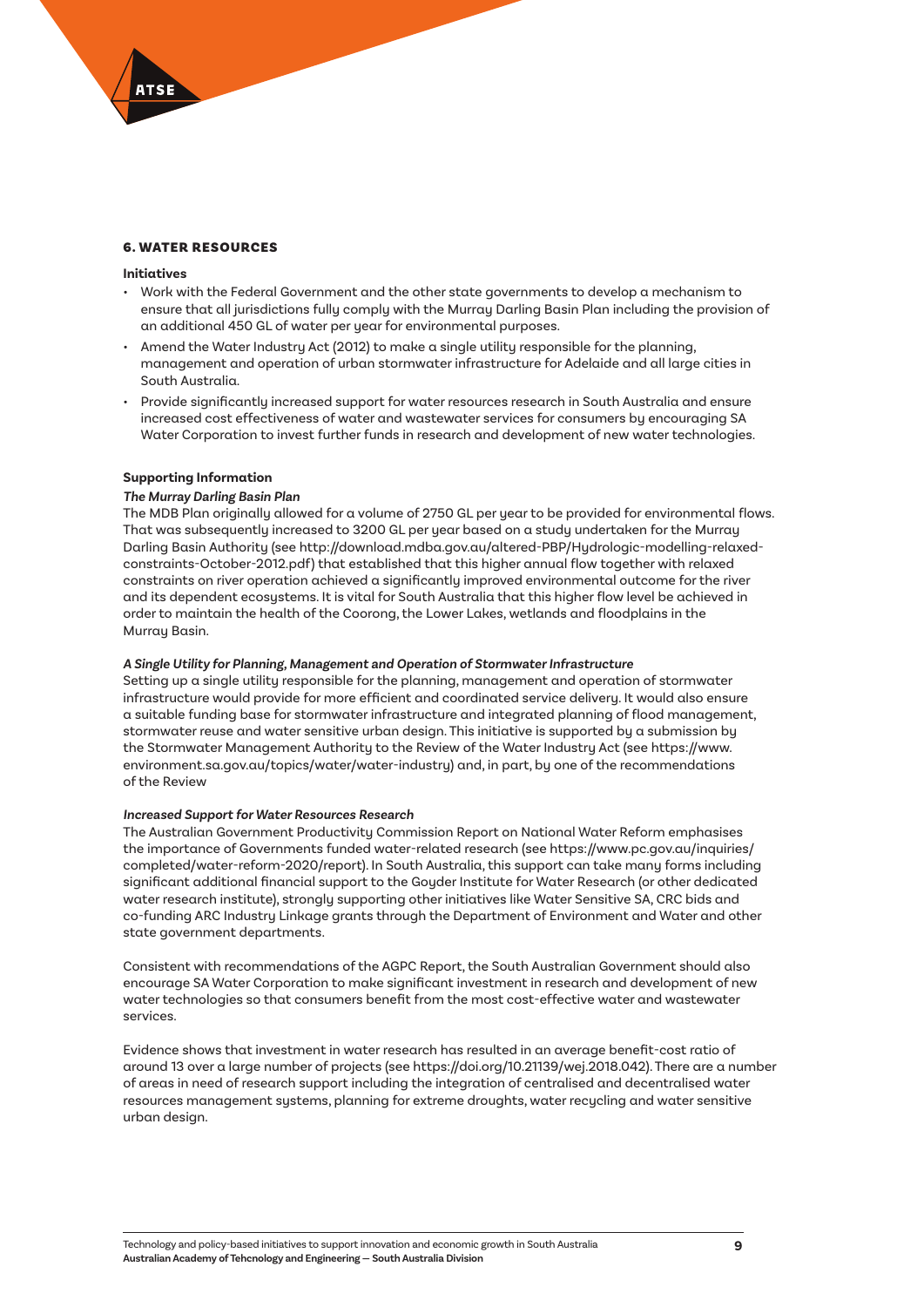## 6. WATER RESOURCES

**Initiatives**

- Work with the Federal Government and the other state governments to develop a mechanism to ensure that all jurisdictions fully comply with the Murray Darling Basin Plan including the provision of an additional 450 GL of water per year for environmental purposes.
- Amend the Water Industry Act (2012) to make a single utility responsible for the planning, management and operation of urban stormwater infrastructure for Adelaide and all large cities in South Australia.
- Provide significantly increased support for water resources research in South Australia and ensure increased cost effectiveness of water and wastewater services for consumers by encouraging SA Water Corporation to invest further funds in research and development of new water technologies.

**Supporting Information**

***The Murray Darling Basin Plan***

The MDB Plan originally allowed for a volume of 2750 GL per year to be provided for environmental flows. That was subsequently increased to 3200 GL per year based on a study undertaken for the Murray Darling Basin Authority (see http://download.mdba.gov.au/altered-PBP/Hydrologic-modelling-relaxed-constraints-October-2012.pdf) that established that this higher annual flow together with relaxed constraints on river operation achieved a significantly improved environmental outcome for the river and its dependent ecosystems. It is vital for South Australia that this higher flow level be achieved in order to maintain the health of the Coorong, the Lower Lakes, wetlands and floodplains in the Murray Basin.

***A Single Utility for Planning, Management and Operation of Stormwater Infrastructure***

Setting up a single utility responsible for the planning, management and operation of stormwater infrastructure would provide for more efficient and coordinated service delivery. It would also ensure a suitable funding base for stormwater infrastructure and integrated planning of flood management, stormwater reuse and water sensitive urban design. This initiative is supported by a submission by the Stormwater Management Authority to the Review of the Water Industry Act (see https://www.environment.sa.gov.au/topics/water/water-industry) and, in part, by one of the recommendations of the Review

***Increased Support for Water Resources Research***

The Australian Government Productivity Commission Report on National Water Reform emphasises the importance of Governments funded water-related research (see https://www.pc.gov.au/inquiries/completed/water-reform-2020/report). In South Australia, this support can take many forms including significant additional financial support to the Goyder Institute for Water Research (or other dedicated water research institute), strongly supporting other initiatives like Water Sensitive SA, CRC bids and co-funding ARC Industry Linkage grants through the Department of Environment and Water and other state government departments.

Consistent with recommendations of the AGPC Report, the South Australian Government should also encourage SA Water Corporation to make significant investment in research and development of new water technologies so that consumers benefit from the most cost-effective water and wastewater services.

Evidence shows that investment in water research has resulted in an average benefit-cost ratio of around 13 over a large number of projects (see https://doi.org/10.21139/wej.2018.042). There are a number of areas in need of research support including the integration of centralised and decentralised water resources management systems, planning for extreme droughts, water recycling and water sensitive urban design.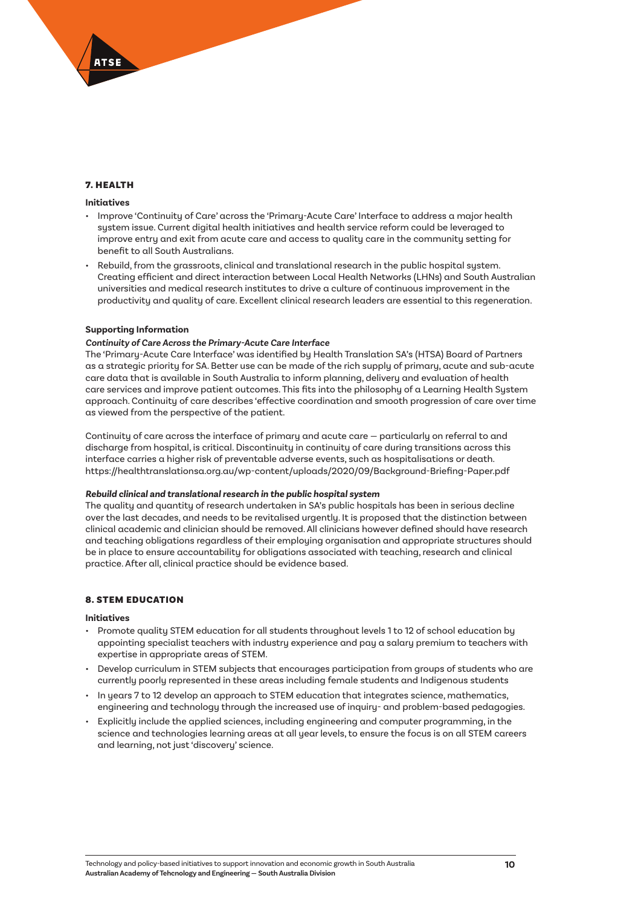## 7. HEALTH

### Initiatives

- Improve 'Continuity of Care' across the 'Primary-Acute Care' Interface to address a major health system issue. Current digital health initiatives and health service reform could be leveraged to improve entry and exit from acute care and access to quality care in the community setting for benefit to all South Australians.
- Rebuild, from the grassroots, clinical and translational research in the public hospital system. Creating efficient and direct interaction between Local Health Networks (LHNs) and South Australian universities and medical research institutes to drive a culture of continuous improvement in the productivity and quality of care. Excellent clinical research leaders are essential to this regeneration.

### Supporting Information

***Continuity of Care Across the Primary-Acute Care Interface***

The 'Primary-Acute Care Interface' was identified by Health Translation SA's (HTSA) Board of Partners as a strategic priority for SA. Better use can be made of the rich supply of primary, acute and sub-acute care data that is available in South Australia to inform planning, delivery and evaluation of health care services and improve patient outcomes. This fits into the philosophy of a Learning Health System approach. Continuity of care describes 'effective coordination and smooth progression of care over time as viewed from the perspective of the patient.

Continuity of care across the interface of primary and acute care — particularly on referral to and discharge from hospital, is critical. Discontinuity in continuity of care during transitions across this interface carries a higher risk of preventable adverse events, such as hospitalisations or death. https://healthtranslationsa.org.au/wp-content/uploads/2020/09/Background-Briefing-Paper.pdf

***Rebuild clinical and translational research in the public hospital system***

The quality and quantity of research undertaken in SA's public hospitals has been in serious decline over the last decades, and needs to be revitalised urgently. It is proposed that the distinction between clinical academic and clinician should be removed. All clinicians however defined should have research and teaching obligations regardless of their employing organisation and appropriate structures should be in place to ensure accountability for obligations associated with teaching, research and clinical practice. After all, clinical practice should be evidence based.

## 8. STEM EDUCATION

### Initiatives

- Promote quality STEM education for all students throughout levels 1 to 12 of school education by appointing specialist teachers with industry experience and pay a salary premium to teachers with expertise in appropriate areas of STEM.
- Develop curriculum in STEM subjects that encourages participation from groups of students who are currently poorly represented in these areas including female students and Indigenous students
- In years 7 to 12 develop an approach to STEM education that integrates science, mathematics, engineering and technology through the increased use of inquiry- and problem-based pedagogies.
- Explicitly include the applied sciences, including engineering and computer programming, in the science and technologies learning areas at all year levels, to ensure the focus is on all STEM careers and learning, not just 'discovery' science.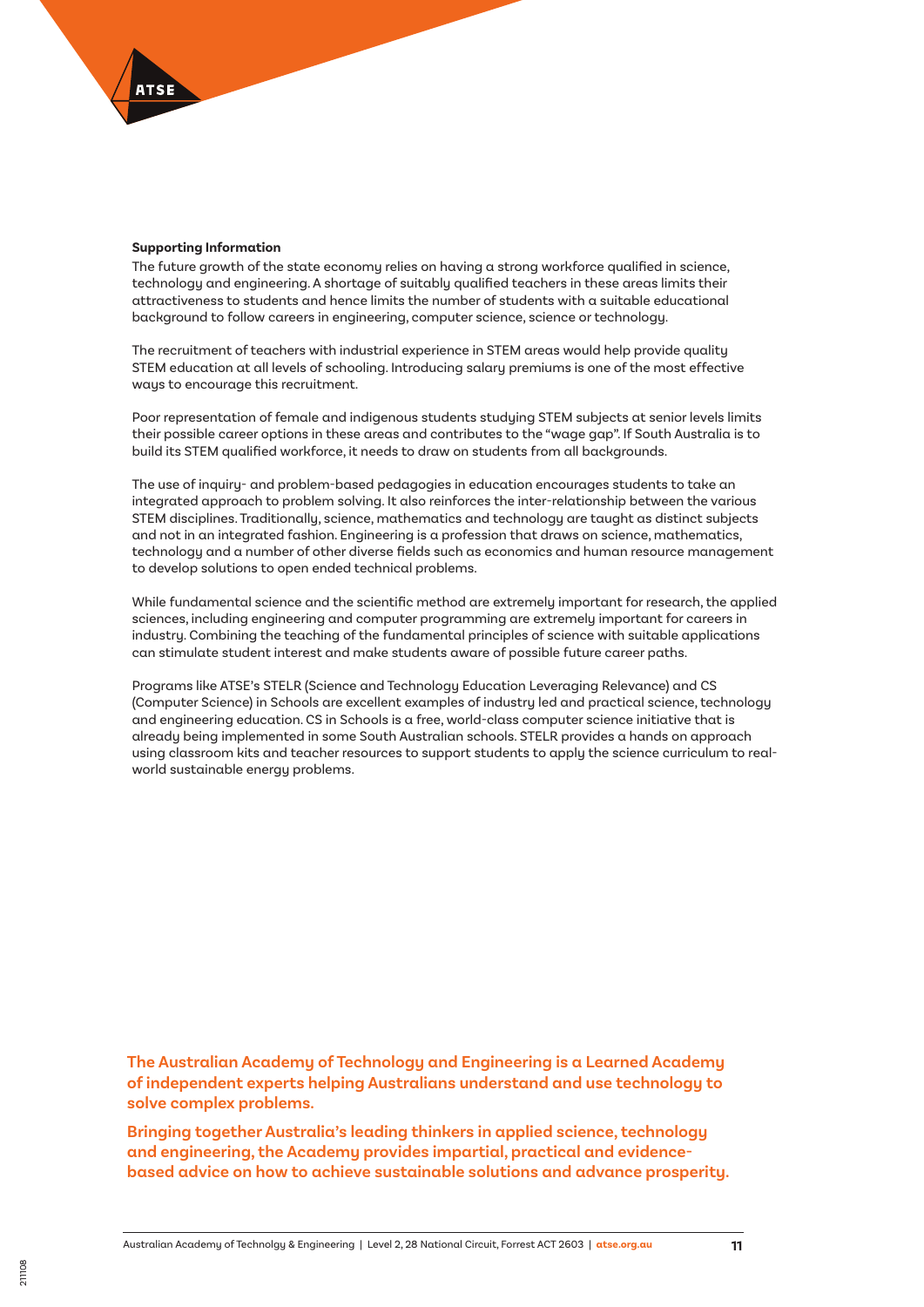**Supporting Information**

The future growth of the state economy relies on having a strong workforce qualified in science, technology and engineering. A shortage of suitably qualified teachers in these areas limits their attractiveness to students and hence limits the number of students with a suitable educational background to follow careers in engineering, computer science, science or technology.

The recruitment of teachers with industrial experience in STEM areas would help provide quality STEM education at all levels of schooling. Introducing salary premiums is one of the most effective ways to encourage this recruitment.

Poor representation of female and indigenous students studying STEM subjects at senior levels limits their possible career options in these areas and contributes to the "wage gap". If South Australia is to build its STEM qualified workforce, it needs to draw on students from all backgrounds.

The use of inquiry- and problem-based pedagogies in education encourages students to take an integrated approach to problem solving. It also reinforces the inter-relationship between the various STEM disciplines. Traditionally, science, mathematics and technology are taught as distinct subjects and not in an integrated fashion. Engineering is a profession that draws on science, mathematics, technology and a number of other diverse fields such as economics and human resource management to develop solutions to open ended technical problems.

While fundamental science and the scientific method are extremely important for research, the applied sciences, including engineering and computer programming are extremely important for careers in industry. Combining the teaching of the fundamental principles of science with suitable applications can stimulate student interest and make students aware of possible future career paths.

Programs like ATSE's STELR (Science and Technology Education Leveraging Relevance) and CS (Computer Science) in Schools are excellent examples of industry led and practical science, technology and engineering education. CS in Schools is a free, world-class computer science initiative that is already being implemented in some South Australian schools. STELR provides a hands on approach using classroom kits and teacher resources to support students to apply the science curriculum to real-world sustainable energy problems.

**The Australian Academy of Technology and Engineering is a Learned Academy of independent experts helping Australians understand and use technology to solve complex problems.**

**Bringing together Australia's leading thinkers in applied science, technology and engineering, the Academy provides impartial, practical and evidence-based advice on how to achieve sustainable solutions and advance prosperity.**